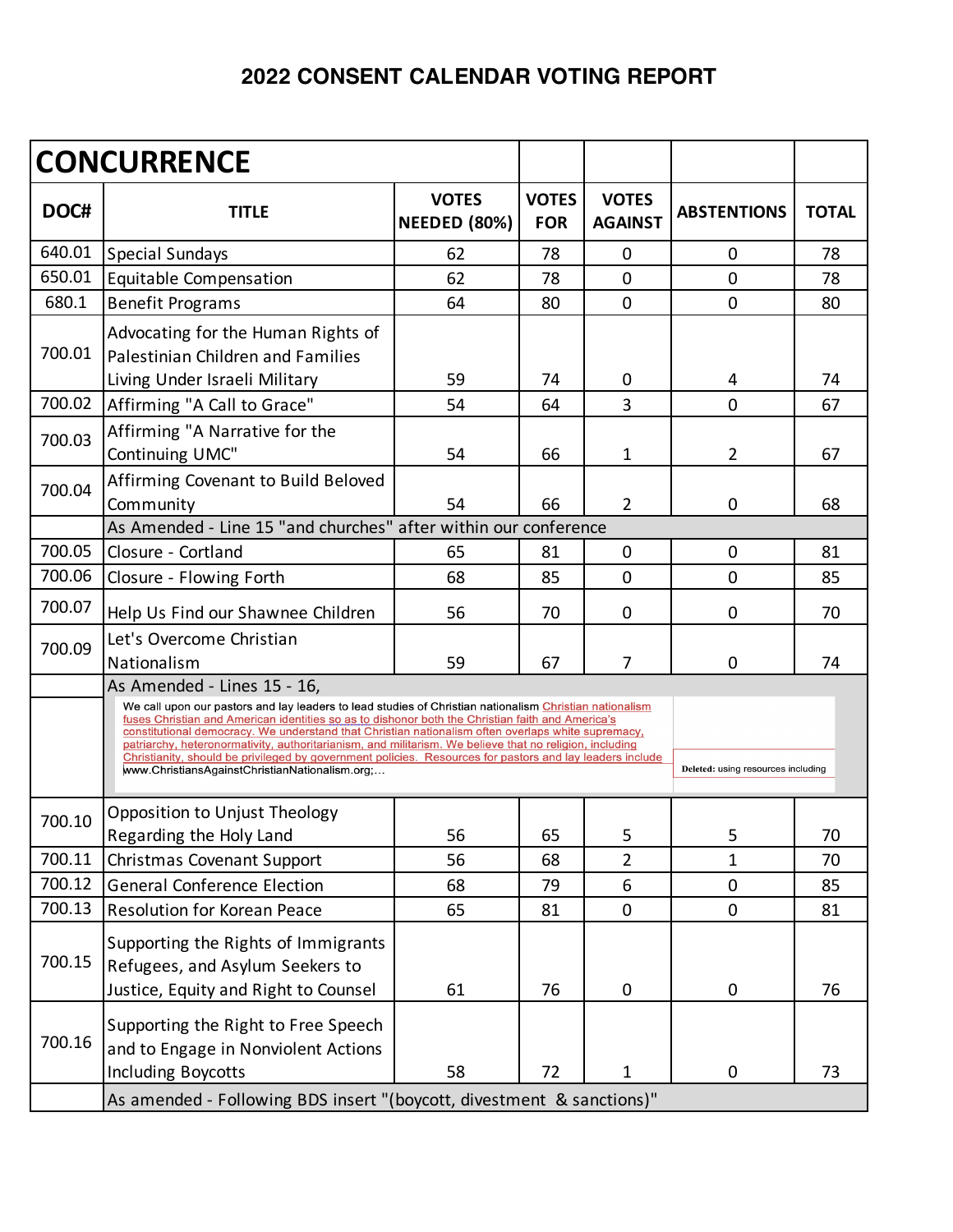# 2022 CONSENT CALENDAR VOTING REPORT

| CONCURRENCE | | | | | | |
|---|---|---|---|---|---|---|
| **DOC#** | **TITLE** | **VOTES NEEDED (80%)** | **VOTES FOR** | **VOTES AGAINST** | **ABSTENTIONS** | **TOTAL** |
| 640.01 | Special Sundays | 62 | 78 | 0 | 0 | 78 |
| 650.01 | Equitable Compensation | 62 | 78 | 0 | 0 | 78 |
| 680.1 | Benefit Programs | 64 | 80 | 0 | 0 | 80 |
| 700.01 | Advocating for the Human Rights of Palestinian Children and Families Living Under Israeli Military | 59 | 74 | 0 | 4 | 74 |
| 700.02 | Affirming "A Call to Grace" | 54 | 64 | 3 | 0 | 67 |
| 700.03 | Affirming "A Narrative for the Continuing UMC" | 54 | 66 | 1 | 2 | 67 |
| 700.04 | Affirming Covenant to Build Beloved Community | 54 | 66 | 2 | 0 | 68 |
| | As Amended - Line 15 "and churches" after within our conference | | | | | |
| 700.05 | Closure - Cortland | 65 | 81 | 0 | 0 | 81 |
| 700.06 | Closure - Flowing Forth | 68 | 85 | 0 | 0 | 85 |
| 700.07 | Help Us Find our Shawnee Children | 56 | 70 | 0 | 0 | 70 |
| 700.09 | Let's Overcome Christian Nationalism | 59 | 67 | 7 | 0 | 74 |
| | As Amended - Lines 15 - 16, | | | | | |
| | We call upon our pastors and lay leaders to lead studies of Christian nationalism Christian nationalism fuses Christian and American identities so as to dishonor both the Christian faith and America's constitutional democracy. We understand that Christian nationalism often overlaps white supremacy, patriarchy, heteronormativity, authoritarianism, and militarism. We believe that no religion, including Christianity, should be privileged by government policies. Resources for pastors and lay leaders include www.ChristiansAgainstChristianNationalism.org;… Deleted: using resources including | | | | | |
| 700.10 | Opposition to Unjust Theology Regarding the Holy Land | 56 | 65 | 5 | 5 | 70 |
| 700.11 | Christmas Covenant Support | 56 | 68 | 2 | 1 | 70 |
| 700.12 | General Conference Election | 68 | 79 | 6 | 0 | 85 |
| 700.13 | Resolution for Korean Peace | 65 | 81 | 0 | 0 | 81 |
| 700.15 | Supporting the Rights of Immigrants Refugees, and Asylum Seekers to Justice, Equity and Right to Counsel | 61 | 76 | 0 | 0 | 76 |
| 700.16 | Supporting the Right to Free Speech and to Engage in Nonviolent Actions Including Boycotts | 58 | 72 | 1 | 0 | 73 |
| | As amended - Following BDS insert "(boycott, divestment & sanctions)" | | | | | |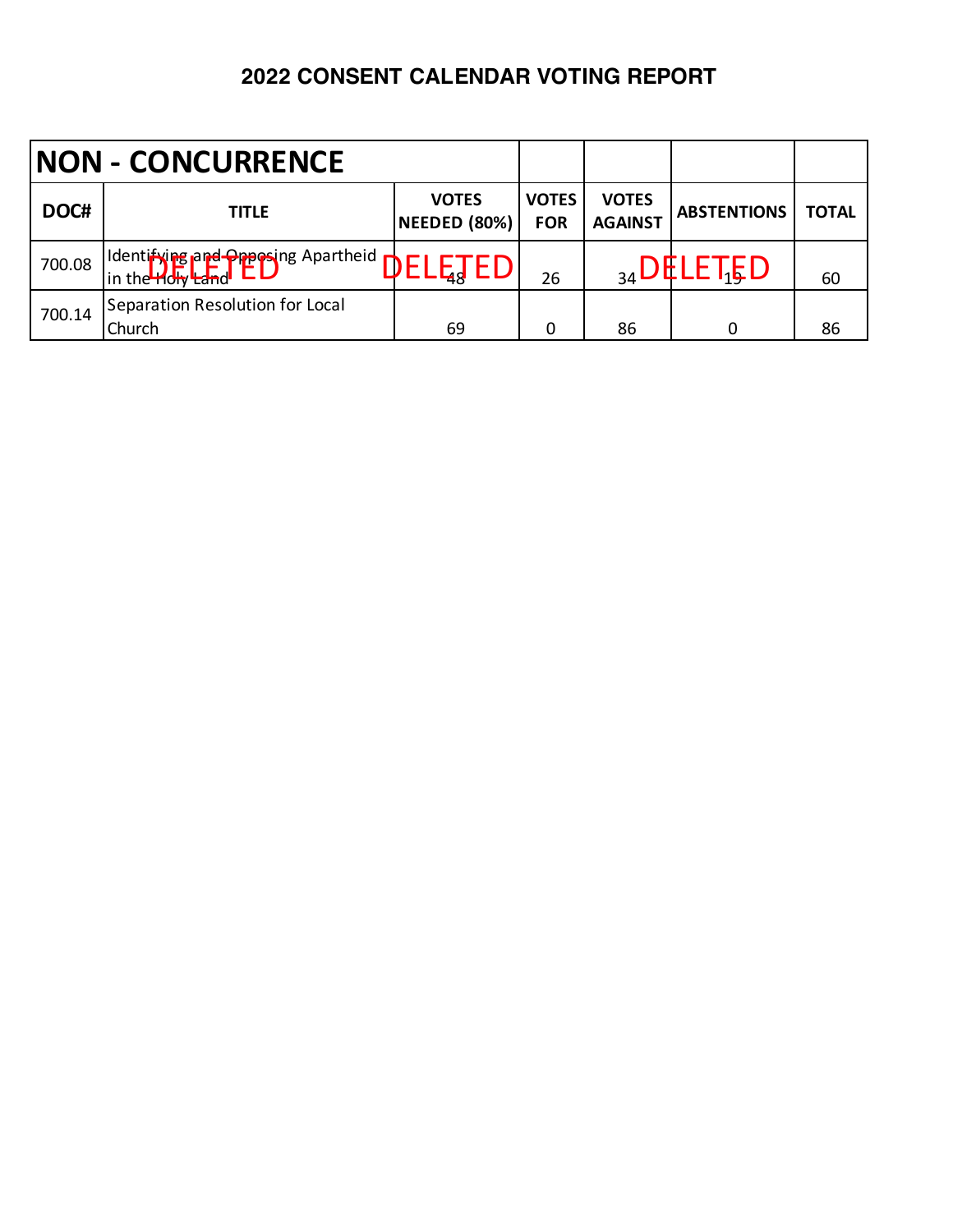## 2022 CONSENT CALENDAR VOTING REPORT

| NON - CONCURRENCE | | | | | | |
|---|---|---|---|---|---|---|
| DOC# | TITLE | VOTES NEEDED (80%) | VOTES FOR | VOTES AGAINST | ABSTENTIONS | TOTAL |
| 700.08 | Identifying and Opposing Apartheid in the Holy Land DELETED | DELETED 48 | 26 | 34 | DELETED 15 | 60 |
| 700.14 | Separation Resolution for Local Church | 69 | 0 | 86 | 0 | 86 |